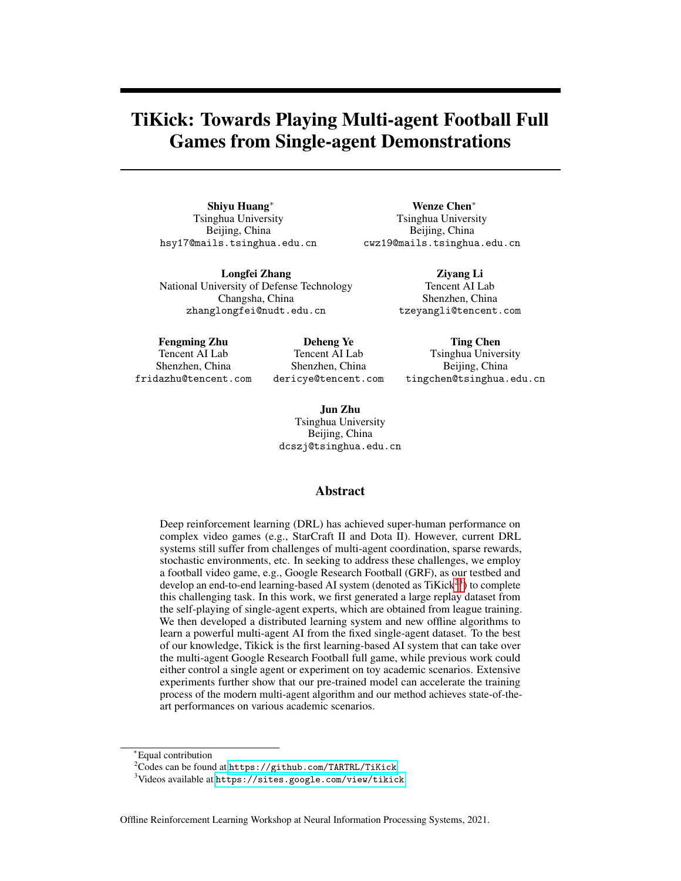# TiKick: Towards Playing Multi-agent Football Full Games from Single-agent Demonstrations

**Shiyu Huang**[*]
Tsinghua University
Beijing, China
hsy17@mails.tsinghua.edu.cn

**Wenze Chen**[*]
Tsinghua University
Beijing, China
cwz19@mails.tsinghua.edu.cn

**Longfei Zhang**
National University of Defense Technology
Changsha, China
zhanglongfei@nudt.edu.cn

**Ziyang Li**
Tencent AI Lab
Shenzhen, China
tzeyangli@tencent.com

**Fengming Zhu**
Tencent AI Lab
Shenzhen, China
fridazhu@tencent.com

**Deheng Ye**
Tencent AI Lab
Shenzhen, China
dericye@tencent.com

**Ting Chen**
Tsinghua University
Beijing, China
tingchen@tsinghua.edu.cn

**Jun Zhu**
Tsinghua University
Beijing, China
dcszj@tsinghua.edu.cn

## Abstract

Deep reinforcement learning (DRL) has achieved super-human performance on complex video games (e.g., StarCraft II and Dota II). However, current DRL systems still suffer from challenges of multi-agent coordination, sparse rewards, stochastic environments, etc. In seeking to address these challenges, we employ a football video game, e.g., Google Research Football (GRF), as our testbed and develop an end-to-end learning-based AI system (denoted as TiKick[2,3]) to complete this challenging task. In this work, we first generated a large replay dataset from the self-playing of single-agent experts, which are obtained from league training. We then developed a distributed learning system and new offline algorithms to learn a powerful multi-agent AI from the fixed single-agent dataset. To the best of our knowledge, Tikick is the first learning-based AI system that can take over the multi-agent Google Research Football full game, while previous work could either control a single agent or experiment on toy academic scenarios. Extensive experiments further show that our pre-trained model can accelerate the training process of the modern multi-agent algorithm and our method achieves state-of-the-art performances on various academic scenarios.

[*] Equal contribution
[2] Codes can be found at https://github.com/TARTRL/TiKick
[3] Videos available at https://sites.google.com/view/tikick

Offline Reinforcement Learning Workshop at Neural Information Processing Systems, 2021.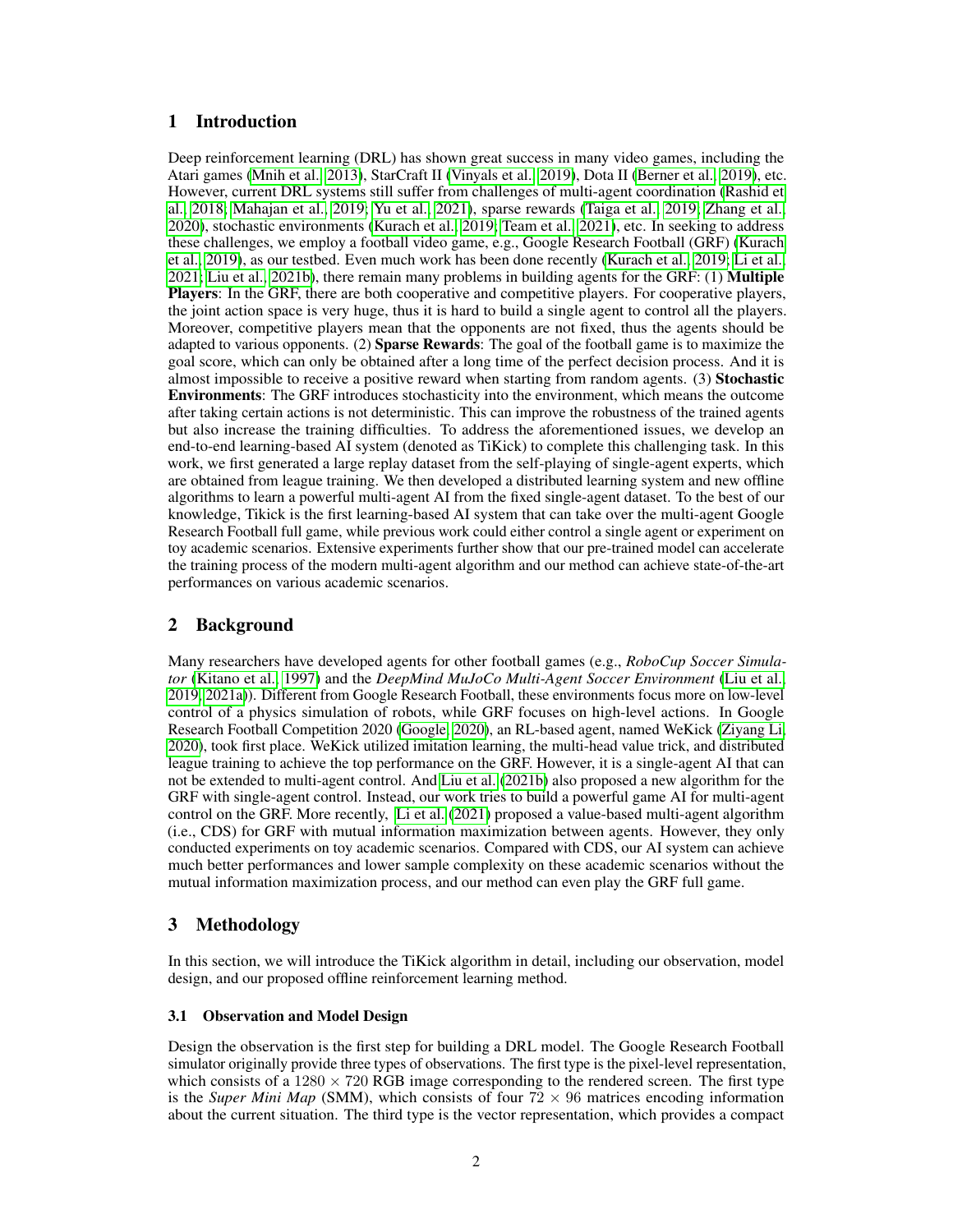## 1 Introduction

Deep reinforcement learning (DRL) has shown great success in many video games, including the Atari games (Mnih et al., 2013), StarCraft II (Vinyals et al., 2019), Dota II (Berner et al., 2019), etc. However, current DRL systems still suffer from challenges of multi-agent coordination (Rashid et al., 2018; Mahajan et al., 2019; Yu et al., 2021), sparse rewards (Taiga et al., 2019; Zhang et al., 2020), stochastic environments (Kurach et al., 2019; Team et al., 2021), etc. In seeking to address these challenges, we employ a football video game, e.g., Google Research Football (GRF) (Kurach et al., 2019), as our testbed. Even much work has been done recently (Kurach et al., 2019; Li et al., 2021; Liu et al., 2021b), there remain many problems in building agents for the GRF: (1) **Multiple Players**: In the GRF, there are both cooperative and competitive players. For cooperative players, the joint action space is very huge, thus it is hard to build a single agent to control all the players. Moreover, competitive players mean that the opponents are not fixed, thus the agents should be adapted to various opponents. (2) **Sparse Rewards**: The goal of the football game is to maximize the goal score, which can only be obtained after a long time of the perfect decision process. And it is almost impossible to receive a positive reward when starting from random agents. (3) **Stochastic Environments**: The GRF introduces stochasticity into the environment, which means the outcome after taking certain actions is not deterministic. This can improve the robustness of the trained agents but also increase the training difficulties. To address the aforementioned issues, we develop an end-to-end learning-based AI system (denoted as TiKick) to complete this challenging task. In this work, we first generated a large replay dataset from the self-playing of single-agent experts, which are obtained from league training. We then developed a distributed learning system and new offline algorithms to learn a powerful multi-agent AI from the fixed single-agent dataset. To the best of our knowledge, Tikick is the first learning-based AI system that can take over the multi-agent Google Research Football full game, while previous work could either control a single agent or experiment on toy academic scenarios. Extensive experiments further show that our pre-trained model can accelerate the training process of the modern multi-agent algorithm and our method can achieve state-of-the-art performances on various academic scenarios.

## 2 Background

Many researchers have developed agents for other football games (e.g., *RoboCup Soccer Simulator* (Kitano et al., 1997) and the *DeepMind MuJoCo Multi-Agent Soccer Environment* (Liu et al., 2019, 2021a)). Different from Google Research Football, these environments focus more on low-level control of a physics simulation of robots, while GRF focuses on high-level actions. In Google Research Football Competition 2020 (Google, 2020), an RL-based agent, named WeKick (Ziyang Li, 2020), took first place. WeKick utilized imitation learning, the multi-head value trick, and distributed league training to achieve the top performance on the GRF. However, it is a single-agent AI that can not be extended to multi-agent control. And Liu et al. (2021b) also proposed a new algorithm for the GRF with single-agent control. Instead, our work tries to build a powerful game AI for multi-agent control on the GRF. More recently, Li et al. (2021) proposed a value-based multi-agent algorithm (i.e., CDS) for GRF with mutual information maximization between agents. However, they only conducted experiments on toy academic scenarios. Compared with CDS, our AI system can achieve much better performances and lower sample complexity on these academic scenarios without the mutual information maximization process, and our method can even play the GRF full game.

## 3 Methodology

In this section, we will introduce the TiKick algorithm in detail, including our observation, model design, and our proposed offline reinforcement learning method.

### 3.1 Observation and Model Design

Design the observation is the first step for building a DRL model. The Google Research Football simulator originally provide three types of observations. The first type is the pixel-level representation, which consists of a $1280 \times 720$ RGB image corresponding to the rendered screen. The first type is the *Super Mini Map* (SMM), which consists of four $72 \times 96$ matrices encoding information about the current situation. The third type is the vector representation, which provides a compact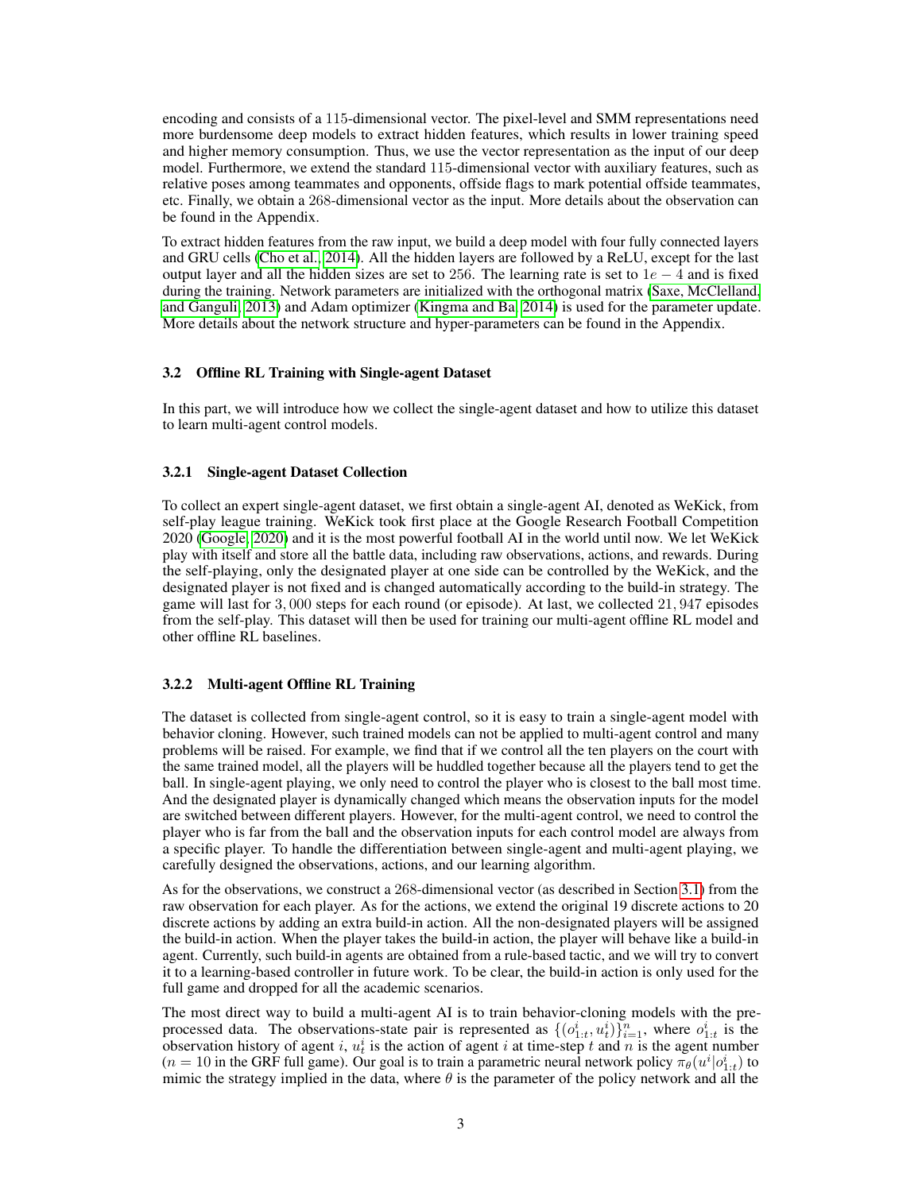encoding and consists of a 115-dimensional vector. The pixel-level and SMM representations need more burdensome deep models to extract hidden features, which results in lower training speed and higher memory consumption. Thus, we use the vector representation as the input of our deep model. Furthermore, we extend the standard 115-dimensional vector with auxiliary features, such as relative poses among teammates and opponents, offside flags to mark potential offside teammates, etc. Finally, we obtain a 268-dimensional vector as the input. More details about the observation can be found in the Appendix.

To extract hidden features from the raw input, we build a deep model with four fully connected layers and GRU cells (Cho et al. 2014). All the hidden layers are followed by a ReLU, except for the last output layer and all the hidden sizes are set to 256. The learning rate is set to $1e-4$ and is fixed during the training. Network parameters are initialized with the orthogonal matrix (Saxe, McClelland, and Ganguli 2013) and Adam optimizer (Kingma and Ba 2014) is used for the parameter update. More details about the network structure and hyper-parameters can be found in the Appendix.

### 3.2 Offline RL Training with Single-agent Dataset

In this part, we will introduce how we collect the single-agent dataset and how to utilize this dataset to learn multi-agent control models.

#### 3.2.1 Single-agent Dataset Collection

To collect an expert single-agent dataset, we first obtain a single-agent AI, denoted as WeKick, from self-play league training. WeKick took first place at the Google Research Football Competition 2020 (Google 2020) and it is the most powerful football AI in the world until now. We let WeKick play with itself and store all the battle data, including raw observations, actions, and rewards. During the self-playing, only the designated player at one side can be controlled by the WeKick, and the designated player is not fixed and is changed automatically according to the build-in strategy. The game will last for 3,000 steps for each round (or episode). At last, we collected 21,947 episodes from the self-play. This dataset will then be used for training our multi-agent offline RL model and other offline RL baselines.

#### 3.2.2 Multi-agent Offline RL Training

The dataset is collected from single-agent control, so it is easy to train a single-agent model with behavior cloning. However, such trained models can not be applied to multi-agent control and many problems will be raised. For example, we find that if we control all the ten players on the court with the same trained model, all the players will be huddled together because all the players tend to get the ball. In single-agent playing, we only need to control the player who is closest to the ball most time. And the designated player is dynamically changed which means the observation inputs for the model are switched between different players. However, for the multi-agent control, we need to control the player who is far from the ball and the observation inputs for each control model are always from a specific player. To handle the differentiation between single-agent and multi-agent playing, we carefully designed the observations, actions, and our learning algorithm.

As for the observations, we construct a 268-dimensional vector (as described in Section 3.1) from the raw observation for each player. As for the actions, we extend the original 19 discrete actions to 20 discrete actions by adding an extra build-in action. All the non-designated players will be assigned the build-in action. When the player takes the build-in action, the player will behave like a build-in agent. Currently, such build-in agents are obtained from a rule-based tactic, and we will try to convert it to a learning-based controller in future work. To be clear, the build-in action is only used for the full game and dropped for all the academic scenarios.

The most direct way to build a multi-agent AI is to train behavior-cloning models with the pre-processed data. The observations-state pair is represented as $\{(o^i_{1:t}, u^i_t)\}^n_{i=1}$, where $o^i_{1:t}$ is the observation history of agent $i$, $u^i_t$ is the action of agent $i$ at time-step $t$ and $n$ is the agent number ($n = 10$ in the GRF full game). Our goal is to train a parametric neural network policy $\pi_\theta(u^i|o^i_{1:t})$ to mimic the strategy implied in the data, where $\theta$ is the parameter of the policy network and all the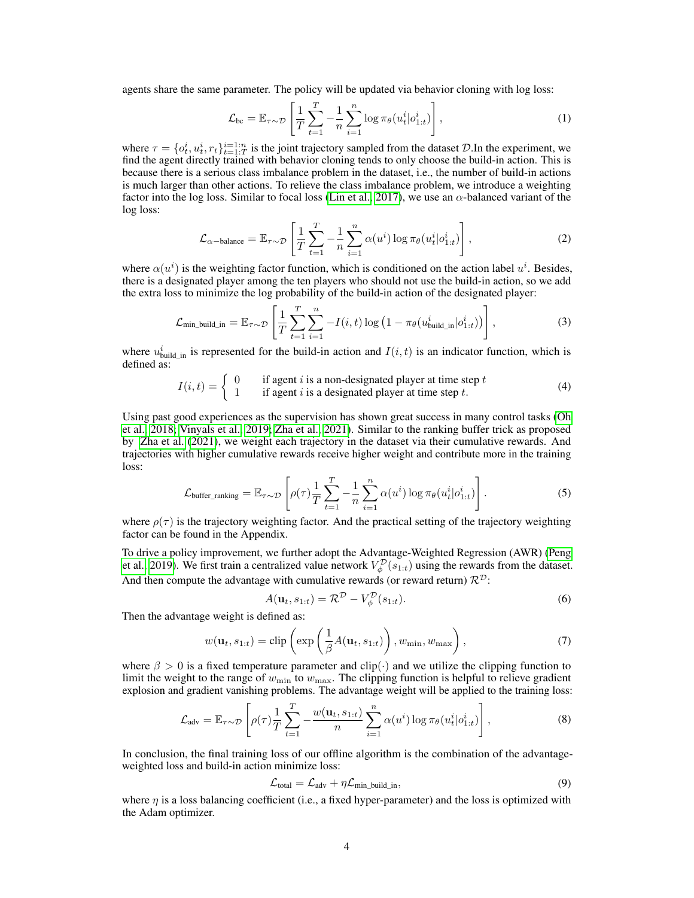agents share the same parameter. The policy will be updated via behavior cloning with log loss:

$$\mathcal{L}_{\text{bc}} = \mathbb{E}_{\tau \sim \mathcal{D}} \left[ \frac{1}{T} \sum_{t=1}^{T} -\frac{1}{n} \sum_{i=1}^{n} \log \pi_\theta(u_t^i | o_{1:t}^i) \right], \tag{1}$$

where $\tau = \{o_t^i, u_t^i, r_t\}_{t=1:T}^{i=1:n}$ is the joint trajectory sampled from the dataset $\mathcal{D}$.In the experiment, we find the agent directly trained with behavior cloning tends to only choose the build-in action. This is because there is a serious class imbalance problem in the dataset, i.e., the number of build-in actions is much larger than other actions. To relieve the class imbalance problem, we introduce a weighting factor into the log loss. Similar to focal loss (Lin et al., 2017), we use an $\alpha$-balanced variant of the log loss:

$$\mathcal{L}_{\alpha-\text{balance}} = \mathbb{E}_{\tau \sim \mathcal{D}} \left[ \frac{1}{T} \sum_{t=1}^{T} -\frac{1}{n} \sum_{i=1}^{n} \alpha(u^i) \log \pi_\theta(u_t^i | o_{1:t}^i) \right], \tag{2}$$

where $\alpha(u^i)$ is the weighting factor function, which is conditioned on the action label $u^i$. Besides, there is a designated player among the ten players who should not use the build-in action, so we add the extra loss to minimize the log probability of the build-in action of the designated player:

$$\mathcal{L}_{\text{min\_build\_in}} = \mathbb{E}_{\tau \sim \mathcal{D}} \left[ \frac{1}{T} \sum_{t=1}^{T} \sum_{i=1}^{n} -I(i,t) \log \left( 1 - \pi_\theta(u_{\text{build\_in}}^i | o_{1:t}^i) \right) \right], \tag{3}$$

where $u_{\text{build\_in}}^i$ is represented for the build-in action and $I(i,t)$ is an indicator function, which is defined as:

$$I(i,t) = \begin{cases} 0 & \text{if agent } i \text{ is a non-designated player at time step } t \\ 1 & \text{if agent } i \text{ is a designated player at time step } t. \end{cases} \tag{4}$$

Using past good experiences as the supervision has shown great success in many control tasks (Oh et al., 2018; Vinyals et al., 2019; Zha et al., 2021). Similar to the ranking buffer trick as proposed by Zha et al. (2021), we weight each trajectory in the dataset via their cumulative rewards. And trajectories with higher cumulative rewards receive higher weight and contribute more in the training loss:

$$\mathcal{L}_{\text{buffer\_ranking}} = \mathbb{E}_{\tau \sim \mathcal{D}} \left[ \rho(\tau) \frac{1}{T} \sum_{t=1}^{T} -\frac{1}{n} \sum_{i=1}^{n} \alpha(u^i) \log \pi_\theta(u_t^i | o_{1:t}^i) \right]. \tag{5}$$

where $\rho(\tau)$ is the trajectory weighting factor. And the practical setting of the trajectory weighting factor can be found in the Appendix.

To drive a policy improvement, we further adopt the Advantage-Weighted Regression (AWR) (Peng et al., 2019). We first train a centralized value network $V_\phi^{\mathcal{D}}(s_{1:t})$ using the rewards from the dataset. And then compute the advantage with cumulative rewards (or reward return) $\mathcal{R}^{\mathcal{D}}$:

$$A(\mathbf{u}_t, s_{1:t}) = \mathcal{R}^{\mathcal{D}} - V_\phi^{\mathcal{D}}(s_{1:t}). \tag{6}$$

Then the advantage weight is defined as:

$$w(\mathbf{u}_t, s_{1:t}) = \text{clip}\left( \exp\left( \frac{1}{\beta} A(\mathbf{u}_t, s_{1:t}) \right), w_{\min}, w_{\max} \right), \tag{7}$$

where $\beta > 0$ is a fixed temperature parameter and clip$(\cdot)$ and we utilize the clipping function to limit the weight to the range of $w_{\min}$ to $w_{\max}$. The clipping function is helpful to relieve gradient explosion and gradient vanishing problems. The advantage weight will be applied to the training loss:

$$\mathcal{L}_{\text{adv}} = \mathbb{E}_{\tau \sim \mathcal{D}} \left[ \rho(\tau) \frac{1}{T} \sum_{t=1}^{T} -\frac{w(\mathbf{u}_t, s_{1:t})}{n} \sum_{i=1}^{n} \alpha(u^i) \log \pi_\theta(u_t^i | o_{1:t}^i) \right], \tag{8}$$

In conclusion, the final training loss of our offline algorithm is the combination of the advantage-weighted loss and build-in action minimize loss:

$$\mathcal{L}_{\text{total}} = \mathcal{L}_{\text{adv}} + \eta \mathcal{L}_{\text{min\_build\_in}}, \tag{9}$$

where $\eta$ is a loss balancing coefficient (i.e., a fixed hyper-parameter) and the loss is optimized with the Adam optimizer.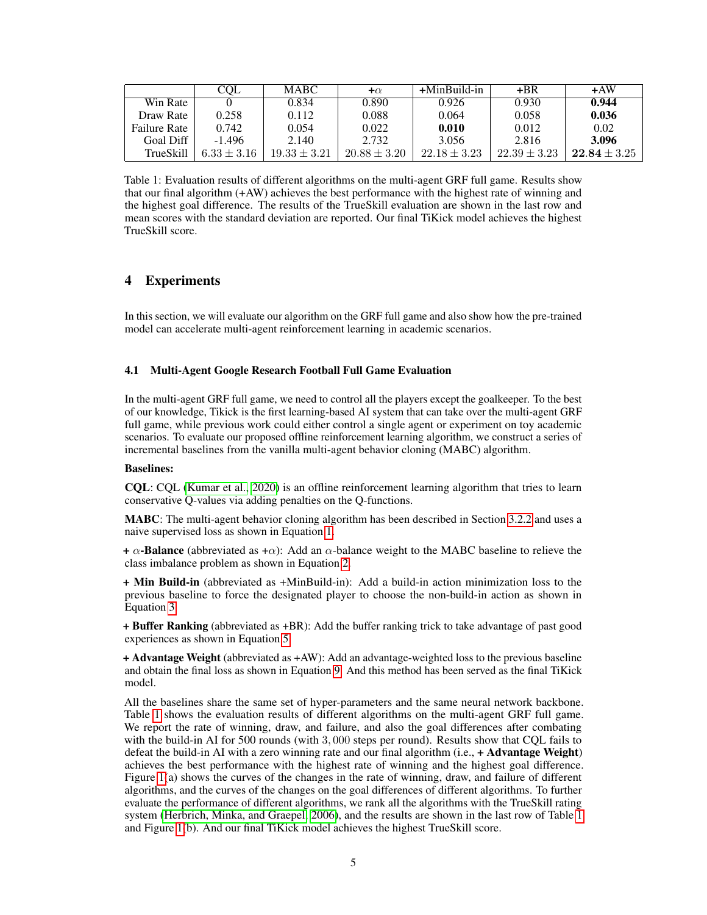| | CQL | MABC | +$\alpha$ | +MinBuild-in | +BR | +AW |
|---|---|---|---|---|---|---|
| Win Rate | 0 | 0.834 | 0.890 | 0.926 | 0.930 | **0.944** |
| Draw Rate | 0.258 | 0.112 | 0.088 | 0.064 | 0.058 | **0.036** |
| Failure Rate | 0.742 | 0.054 | 0.022 | **0.010** | 0.012 | 0.02 |
| Goal Diff | -1.496 | 2.140 | 2.732 | 3.056 | 2.816 | **3.096** |
| TrueSkill | $6.33 \pm 3.16$ | $19.33 \pm 3.21$ | $20.88 \pm 3.20$ | $22.18 \pm 3.23$ | $22.39 \pm 3.23$ | $\mathbf{22.84} \pm 3.25$ |

Table 1: Evaluation results of different algorithms on the multi-agent GRF full game. Results show that our final algorithm (+AW) achieves the best performance with the highest rate of winning and the highest goal difference. The results of the TrueSkill evaluation are shown in the last row and mean scores with the standard deviation are reported. Our final TiKick model achieves the highest TrueSkill score.

# 4 Experiments

In this section, we will evaluate our algorithm on the GRF full game and also show how the pre-trained model can accelerate multi-agent reinforcement learning in academic scenarios.

## 4.1 Multi-Agent Google Research Football Full Game Evaluation

In the multi-agent GRF full game, we need to control all the players except the goalkeeper. To the best of our knowledge, Tikick is the first learning-based AI system that can take over the multi-agent GRF full game, while previous work could either control a single agent or experiment on toy academic scenarios. To evaluate our proposed offline reinforcement learning algorithm, we construct a series of incremental baselines from the vanilla multi-agent behavior cloning (MABC) algorithm.

**Baselines:**

**CQL**: CQL (Kumar et al., 2020) is an offline reinforcement learning algorithm that tries to learn conservative Q-values via adding penalties on the Q-functions.

**MABC**: The multi-agent behavior cloning algorithm has been described in Section 3.2.2 and uses a naive supervised loss as shown in Equation 1.

**+ $\alpha$-Balance** (abbreviated as +$\alpha$): Add an $\alpha$-balance weight to the MABC baseline to relieve the class imbalance problem as shown in Equation 2.

**+ Min Build-in** (abbreviated as +MinBuild-in): Add a build-in action minimization loss to the previous baseline to force the designated player to choose the non-build-in action as shown in Equation 3.

**+ Buffer Ranking** (abbreviated as +BR): Add the buffer ranking trick to take advantage of past good experiences as shown in Equation 5.

**+ Advantage Weight** (abbreviated as +AW): Add an advantage-weighted loss to the previous baseline and obtain the final loss as shown in Equation 9. And this method has been served as the final TiKick model.

All the baselines share the same set of hyper-parameters and the same neural network backbone. Table 1 shows the evaluation results of different algorithms on the multi-agent GRF full game. We report the rate of winning, draw, and failure, and also the goal differences after combating with the build-in AI for 500 rounds (with $3,000$ steps per round). Results show that CQL fails to defeat the build-in AI with a zero winning rate and our final algorithm (i.e., **+ Advantage Weight**) achieves the best performance with the highest rate of winning and the highest goal difference. Figure 1(a) shows the curves of the changes in the rate of winning, draw, and failure of different algorithms, and the curves of the changes on the goal differences of different algorithms. To further evaluate the performance of different algorithms, we rank all the algorithms with the TrueSkill rating system (Herbrich, Minka, and Graepel, 2006), and the results are shown in the last row of Table 1 and Figure 1(b). And our final TiKick model achieves the highest TrueSkill score.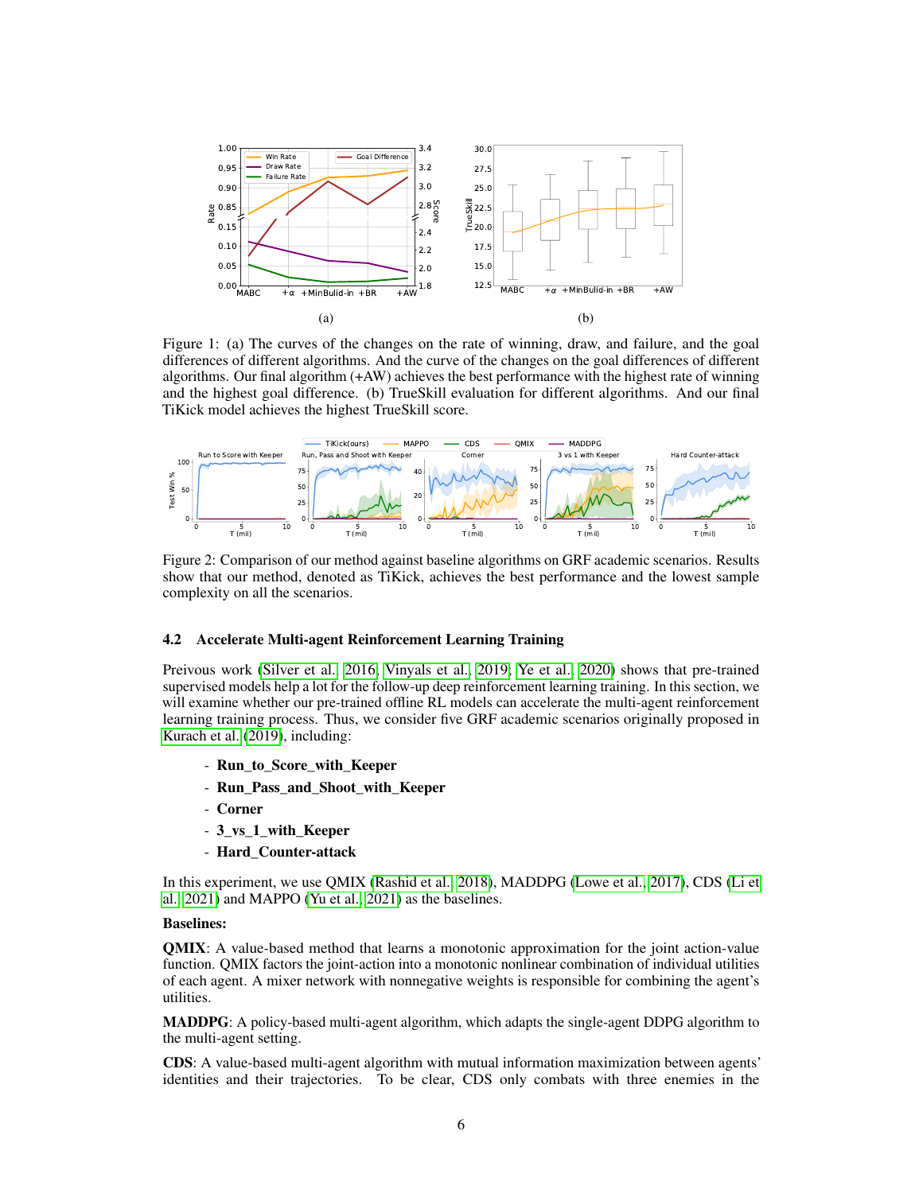Figure 1: (a) The curves of the changes on the rate of winning, draw, and failure, and the goal differences of different algorithms. And the curve of the changes on the goal differences of different algorithms. Our final algorithm (+AW) achieves the best performance with the highest rate of winning and the highest goal difference. (b) TrueSkill evaluation for different algorithms. And our final TiKick model achieves the highest TrueSkill score.

Figure 2: Comparison of our method against baseline algorithms on GRF academic scenarios. Results show that our method, denoted as TiKick, achieves the best performance and the lowest sample complexity on all the scenarios.

### 4.2 Accelerate Multi-agent Reinforcement Learning Training

Preivous work (Silver et al., 2016; Vinyals et al., 2019; Ye et al., 2020) shows that pre-trained supervised models help a lot for the follow-up deep reinforcement learning training. In this section, we will examine whether our pre-trained offline RL models can accelerate the multi-agent reinforcement learning training process. Thus, we consider five GRF academic scenarios originally proposed in Kurach et al. (2019), including:

- **Run_to_Score_with_Keeper**
- **Run_Pass_and_Shoot_with_Keeper**
- **Corner**
- **3_vs_1_with_Keeper**
- **Hard_Counter-attack**

In this experiment, we use QMIX (Rashid et al., 2018), MADDPG (Lowe et al., 2017), CDS (Li et al., 2021) and MAPPO (Yu et al., 2021) as the baselines.

**Baselines:**

**QMIX**: A value-based method that learns a monotonic approximation for the joint action-value function. QMIX factors the joint-action into a monotonic nonlinear combination of individual utilities of each agent. A mixer network with nonnegative weights is responsible for combining the agent's utilities.

**MADDPG**: A policy-based multi-agent algorithm, which adapts the single-agent DDPG algorithm to the multi-agent setting.

**CDS**: A value-based multi-agent algorithm with mutual information maximization between agents' identities and their trajectories. To be clear, CDS only combats with three enemies in the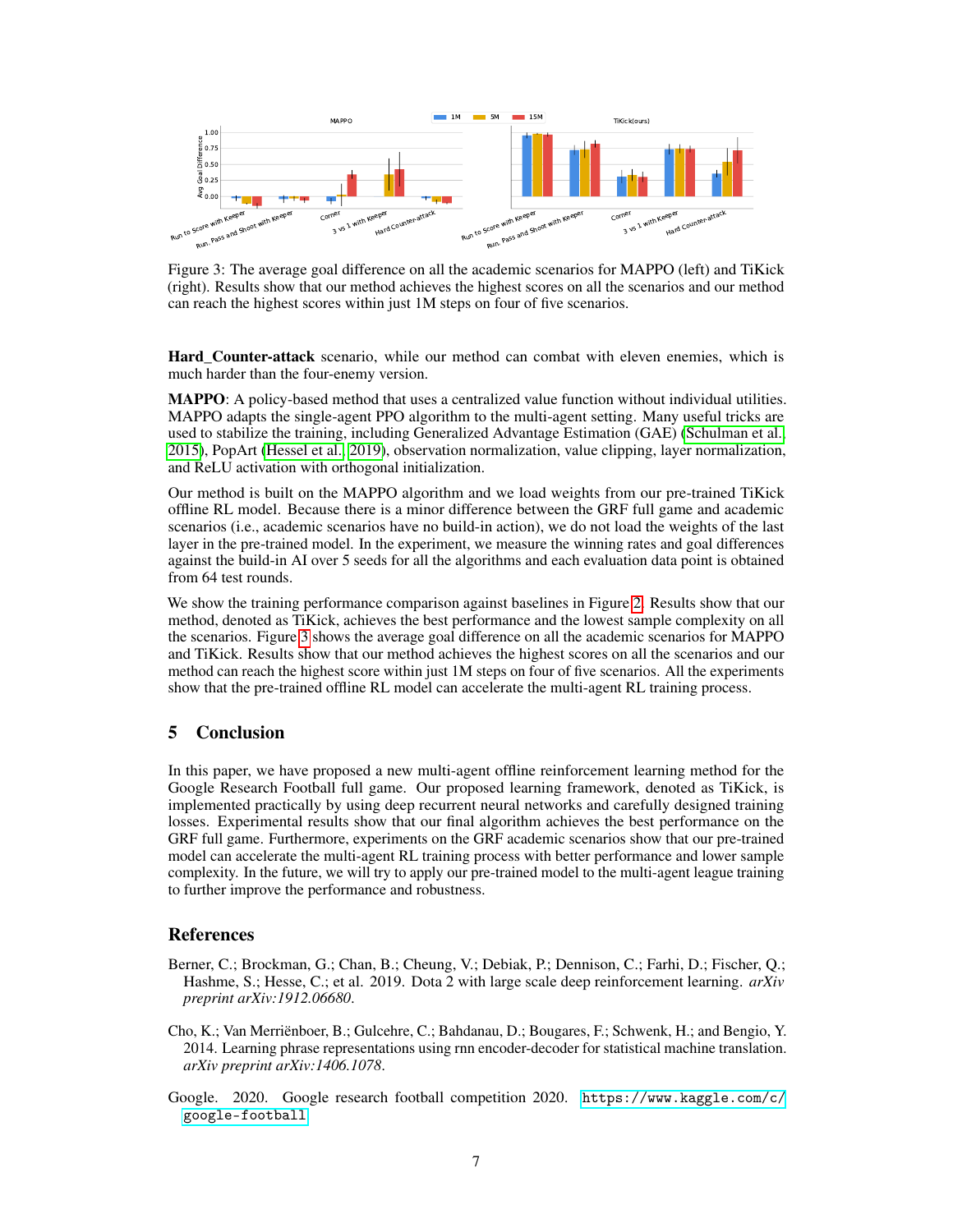Figure 3: The average goal difference on all the academic scenarios for MAPPO (left) and TiKick (right). Results show that our method achieves the highest scores on all the scenarios and our method can reach the highest scores within just 1M steps on four of five scenarios.

**Hard_Counter-attack** scenario, while our method can combat with eleven enemies, which is much harder than the four-enemy version.

**MAPPO**: A policy-based method that uses a centralized value function without individual utilities. MAPPO adapts the single-agent PPO algorithm to the multi-agent setting. Many useful tricks are used to stabilize the training, including Generalized Advantage Estimation (GAE) (Schulman et al. 2015), PopArt (Hessel et al. 2019), observation normalization, value clipping, layer normalization, and ReLU activation with orthogonal initialization.

Our method is built on the MAPPO algorithm and we load weights from our pre-trained TiKick offline RL model. Because there is a minor difference between the GRF full game and academic scenarios (i.e., academic scenarios have no build-in action), we do not load the weights of the last layer in the pre-trained model. In the experiment, we measure the winning rates and goal differences against the build-in AI over 5 seeds for all the algorithms and each evaluation data point is obtained from 64 test rounds.

We show the training performance comparison against baselines in Figure 2. Results show that our method, denoted as TiKick, achieves the best performance and the lowest sample complexity on all the scenarios. Figure 3 shows the average goal difference on all the academic scenarios for MAPPO and TiKick. Results show that our method achieves the highest scores on all the scenarios and our method can reach the highest score within just 1M steps on four of five scenarios. All the experiments show that the pre-trained offline RL model can accelerate the multi-agent RL training process.

## 5 Conclusion

In this paper, we have proposed a new multi-agent offline reinforcement learning method for the Google Research Football full game. Our proposed learning framework, denoted as TiKick, is implemented practically by using deep recurrent neural networks and carefully designed training losses. Experimental results show that our final algorithm achieves the best performance on the GRF full game. Furthermore, experiments on the GRF academic scenarios show that our pre-trained model can accelerate the multi-agent RL training process with better performance and lower sample complexity. In the future, we will try to apply our pre-trained model to the multi-agent league training to further improve the performance and robustness.

## References

Berner, C.; Brockman, G.; Chan, B.; Cheung, V.; Debiak, P.; Dennison, C.; Farhi, D.; Fischer, Q.; Hashme, S.; Hesse, C.; et al. 2019. Dota 2 with large scale deep reinforcement learning. *arXiv preprint arXiv:1912.06680*.

Cho, K.; Van Merriënboer, B.; Gulcehre, C.; Bahdanau, D.; Bougares, F.; Schwenk, H.; and Bengio, Y. 2014. Learning phrase representations using rnn encoder-decoder for statistical machine translation. *arXiv preprint arXiv:1406.1078*.

Google. 2020. Google research football competition 2020. `https://www.kaggle.com/c/google-football`.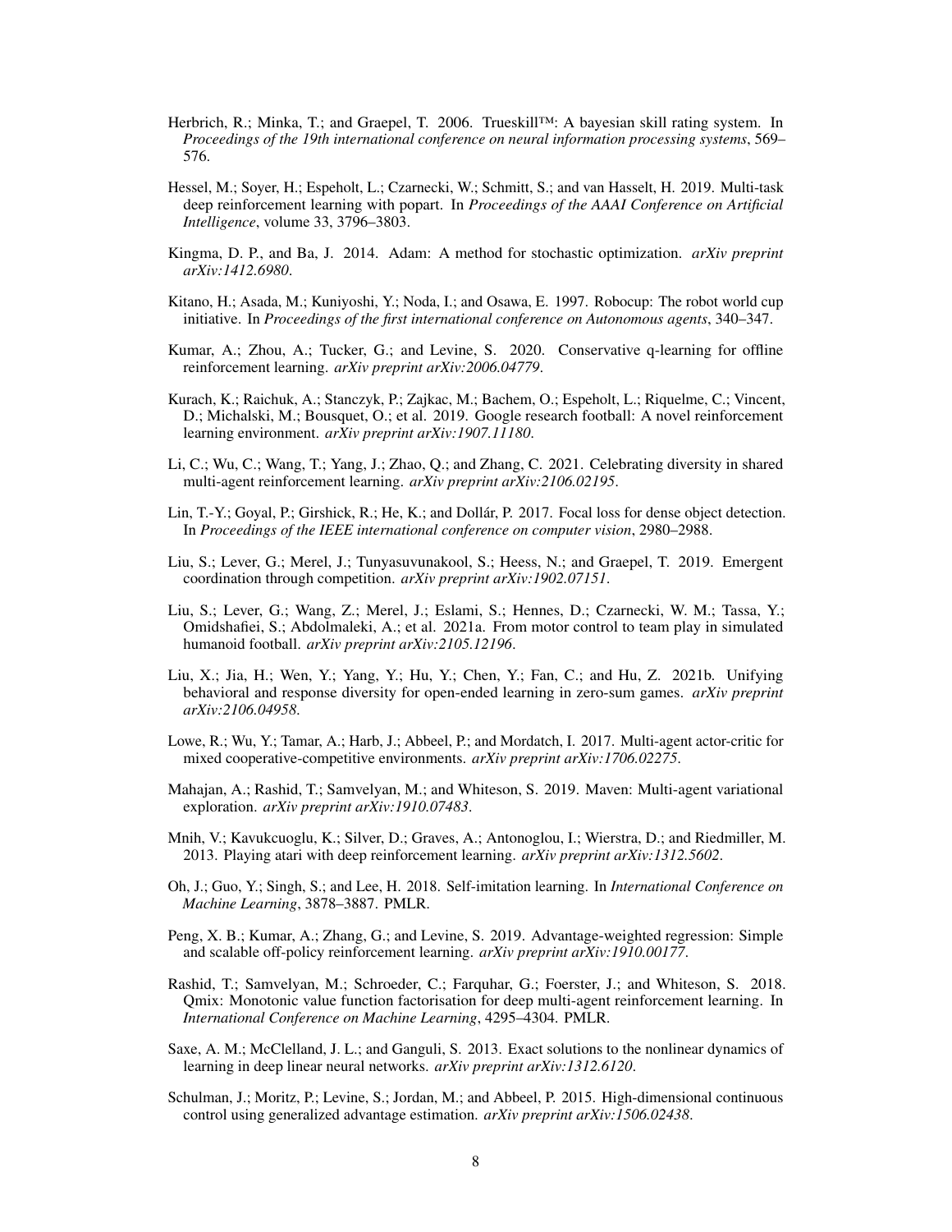Herbrich, R.; Minka, T.; and Graepel, T. 2006. Trueskill™: A bayesian skill rating system. In *Proceedings of the 19th international conference on neural information processing systems*, 569–576.

Hessel, M.; Soyer, H.; Espeholt, L.; Czarnecki, W.; Schmitt, S.; and van Hasselt, H. 2019. Multi-task deep reinforcement learning with popart. In *Proceedings of the AAAI Conference on Artificial Intelligence*, volume 33, 3796–3803.

Kingma, D. P., and Ba, J. 2014. Adam: A method for stochastic optimization. *arXiv preprint arXiv:1412.6980*.

Kitano, H.; Asada, M.; Kuniyoshi, Y.; Noda, I.; and Osawa, E. 1997. Robocup: The robot world cup initiative. In *Proceedings of the first international conference on Autonomous agents*, 340–347.

Kumar, A.; Zhou, A.; Tucker, G.; and Levine, S. 2020. Conservative q-learning for offline reinforcement learning. *arXiv preprint arXiv:2006.04779*.

Kurach, K.; Raichuk, A.; Stanczyk, P.; Zajkac, M.; Bachem, O.; Espeholt, L.; Riquelme, C.; Vincent, D.; Michalski, M.; Bousquet, O.; et al. 2019. Google research football: A novel reinforcement learning environment. *arXiv preprint arXiv:1907.11180*.

Li, C.; Wu, C.; Wang, T.; Yang, J.; Zhao, Q.; and Zhang, C. 2021. Celebrating diversity in shared multi-agent reinforcement learning. *arXiv preprint arXiv:2106.02195*.

Lin, T.-Y.; Goyal, P.; Girshick, R.; He, K.; and Dollár, P. 2017. Focal loss for dense object detection. In *Proceedings of the IEEE international conference on computer vision*, 2980–2988.

Liu, S.; Lever, G.; Merel, J.; Tunyasuvunakool, S.; Heess, N.; and Graepel, T. 2019. Emergent coordination through competition. *arXiv preprint arXiv:1902.07151*.

Liu, S.; Lever, G.; Wang, Z.; Merel, J.; Eslami, S.; Hennes, D.; Czarnecki, W. M.; Tassa, Y.; Omidshafiei, S.; Abdolmaleki, A.; et al. 2021a. From motor control to team play in simulated humanoid football. *arXiv preprint arXiv:2105.12196*.

Liu, X.; Jia, H.; Wen, Y.; Yang, Y.; Hu, Y.; Chen, Y.; Fan, C.; and Hu, Z. 2021b. Unifying behavioral and response diversity for open-ended learning in zero-sum games. *arXiv preprint arXiv:2106.04958*.

Lowe, R.; Wu, Y.; Tamar, A.; Harb, J.; Abbeel, P.; and Mordatch, I. 2017. Multi-agent actor-critic for mixed cooperative-competitive environments. *arXiv preprint arXiv:1706.02275*.

Mahajan, A.; Rashid, T.; Samvelyan, M.; and Whiteson, S. 2019. Maven: Multi-agent variational exploration. *arXiv preprint arXiv:1910.07483*.

Mnih, V.; Kavukcuoglu, K.; Silver, D.; Graves, A.; Antonoglou, I.; Wierstra, D.; and Riedmiller, M. 2013. Playing atari with deep reinforcement learning. *arXiv preprint arXiv:1312.5602*.

Oh, J.; Guo, Y.; Singh, S.; and Lee, H. 2018. Self-imitation learning. In *International Conference on Machine Learning*, 3878–3887. PMLR.

Peng, X. B.; Kumar, A.; Zhang, G.; and Levine, S. 2019. Advantage-weighted regression: Simple and scalable off-policy reinforcement learning. *arXiv preprint arXiv:1910.00177*.

Rashid, T.; Samvelyan, M.; Schroeder, C.; Farquhar, G.; Foerster, J.; and Whiteson, S. 2018. Qmix: Monotonic value function factorisation for deep multi-agent reinforcement learning. In *International Conference on Machine Learning*, 4295–4304. PMLR.

Saxe, A. M.; McClelland, J. L.; and Ganguli, S. 2013. Exact solutions to the nonlinear dynamics of learning in deep linear neural networks. *arXiv preprint arXiv:1312.6120*.

Schulman, J.; Moritz, P.; Levine, S.; Jordan, M.; and Abbeel, P. 2015. High-dimensional continuous control using generalized advantage estimation. *arXiv preprint arXiv:1506.02438*.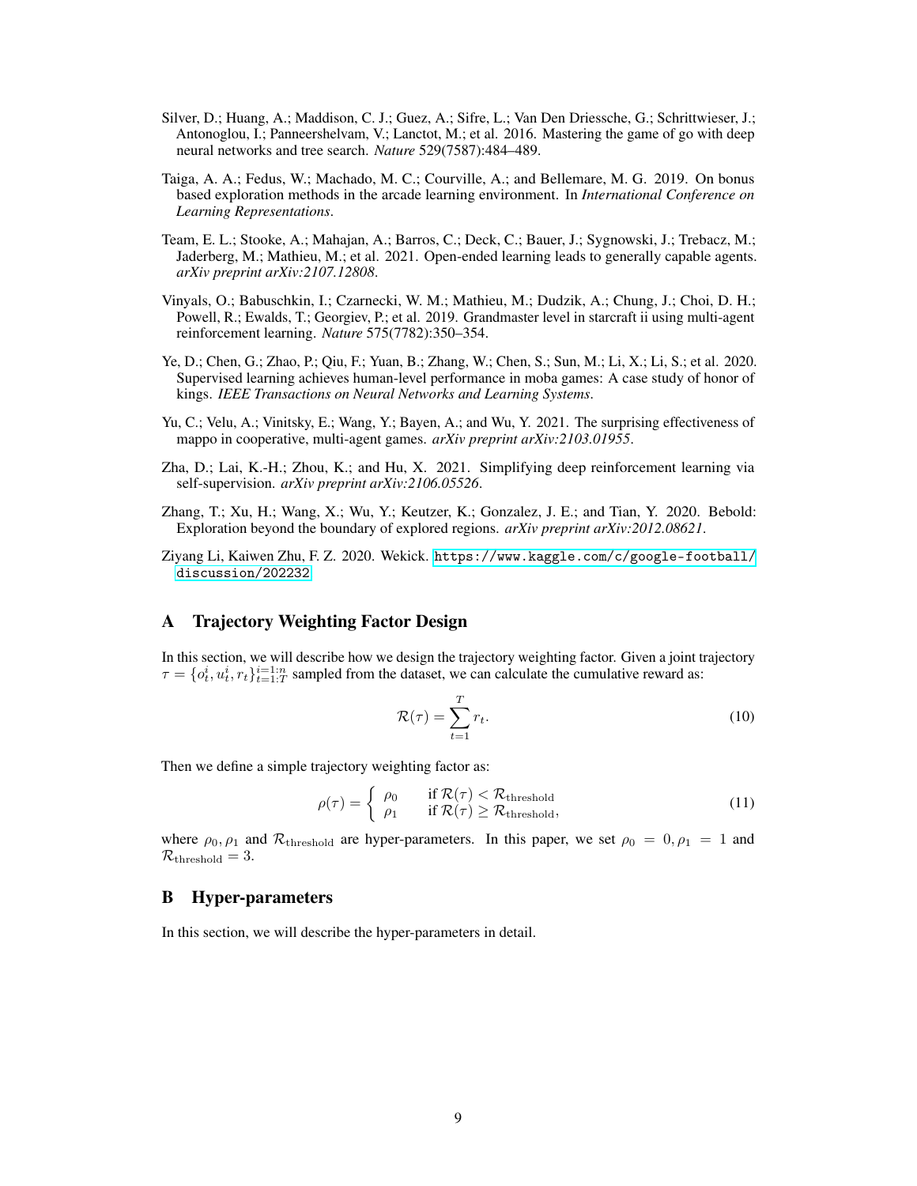Silver, D.; Huang, A.; Maddison, C. J.; Guez, A.; Sifre, L.; Van Den Driessche, G.; Schrittwieser, J.; Antonoglou, I.; Panneershelvam, V.; Lanctot, M.; et al. 2016. Mastering the game of go with deep neural networks and tree search. *Nature* 529(7587):484–489.

Taiga, A. A.; Fedus, W.; Machado, M. C.; Courville, A.; and Bellemare, M. G. 2019. On bonus based exploration methods in the arcade learning environment. In *International Conference on Learning Representations*.

Team, E. L.; Stooke, A.; Mahajan, A.; Barros, C.; Deck, C.; Bauer, J.; Sygnowski, J.; Trebacz, M.; Jaderberg, M.; Mathieu, M.; et al. 2021. Open-ended learning leads to generally capable agents. *arXiv preprint arXiv:2107.12808*.

Vinyals, O.; Babuschkin, I.; Czarnecki, W. M.; Mathieu, M.; Dudzik, A.; Chung, J.; Choi, D. H.; Powell, R.; Ewalds, T.; Georgiev, P.; et al. 2019. Grandmaster level in starcraft ii using multi-agent reinforcement learning. *Nature* 575(7782):350–354.

Ye, D.; Chen, G.; Zhao, P.; Qiu, F.; Yuan, B.; Zhang, W.; Chen, S.; Sun, M.; Li, X.; Li, S.; et al. 2020. Supervised learning achieves human-level performance in moba games: A case study of honor of kings. *IEEE Transactions on Neural Networks and Learning Systems*.

Yu, C.; Velu, A.; Vinitsky, E.; Wang, Y.; Bayen, A.; and Wu, Y. 2021. The surprising effectiveness of mappo in cooperative, multi-agent games. *arXiv preprint arXiv:2103.01955*.

Zha, D.; Lai, K.-H.; Zhou, K.; and Hu, X. 2021. Simplifying deep reinforcement learning via self-supervision. *arXiv preprint arXiv:2106.05526*.

Zhang, T.; Xu, H.; Wang, X.; Wu, Y.; Keutzer, K.; Gonzalez, J. E.; and Tian, Y. 2020. Bebold: Exploration beyond the boundary of explored regions. *arXiv preprint arXiv:2012.08621*.

Ziyang Li, Kaiwen Zhu, F. Z. 2020. Wekick. https://www.kaggle.com/c/google-football/discussion/202232

## A Trajectory Weighting Factor Design

In this section, we will describe how we design the trajectory weighting factor. Given a joint trajectory $\tau = \{o_t^i, u_t^i, r_t\}_{t=1:T}^{i=1:n}$ sampled from the dataset, we can calculate the cumulative reward as:

$$\mathcal{R}(\tau) = \sum_{t=1}^{T} r_t. \tag{10}$$

Then we define a simple trajectory weighting factor as:

$$\rho(\tau) = \begin{cases} \rho_0 & \text{if } \mathcal{R}(\tau) < \mathcal{R}_{\text{threshold}} \\ \rho_1 & \text{if } \mathcal{R}(\tau) \geq \mathcal{R}_{\text{threshold}}, \end{cases} \tag{11}$$

where $\rho_0, \rho_1$ and $\mathcal{R}_{\text{threshold}}$ are hyper-parameters. In this paper, we set $\rho_0 = 0, \rho_1 = 1$ and $\mathcal{R}_{\text{threshold}} = 3$.

## B Hyper-parameters

In this section, we will describe the hyper-parameters in detail.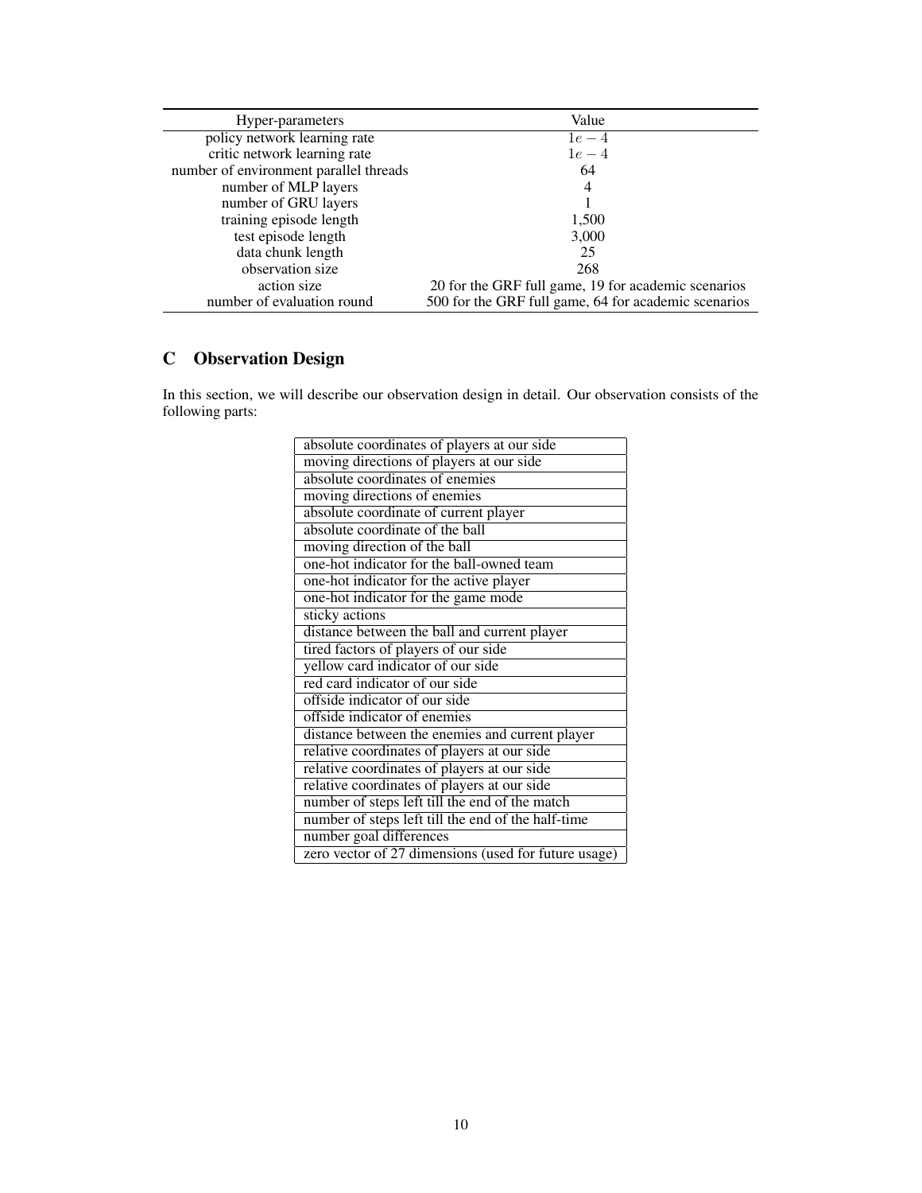| Hyper-parameters | Value |
|---|---|
| policy network learning rate | $1e-4$ |
| critic network learning rate | $1e-4$ |
| number of environment parallel threads | 64 |
| number of MLP layers | 4 |
| number of GRU layers | 1 |
| training episode length | 1,500 |
| test episode length | 3,000 |
| data chunk length | 25 |
| observation size | 268 |
| action size | 20 for the GRF full game, 19 for academic scenarios |
| number of evaluation round | 500 for the GRF full game, 64 for academic scenarios |

## C Observation Design

In this section, we will describe our observation design in detail. Our observation consists of the following parts:

| |
|---|
| absolute coordinates of players at our side |
| moving directions of players at our side |
| absolute coordinates of enemies |
| moving directions of enemies |
| absolute coordinate of current player |
| absolute coordinate of the ball |
| moving direction of the ball |
| one-hot indicator for the ball-owned team |
| one-hot indicator for the active player |
| one-hot indicator for the game mode |
| sticky actions |
| distance between the ball and current player |
| tired factors of players of our side |
| yellow card indicator of our side |
| red card indicator of our side |
| offside indicator of our side |
| offside indicator of enemies |
| distance between the enemies and current player |
| relative coordinates of players at our side |
| relative coordinates of players at our side |
| relative coordinates of players at our side |
| number of steps left till the end of the match |
| number of steps left till the end of the half-time |
| number goal differences |
| zero vector of 27 dimensions (used for future usage) |